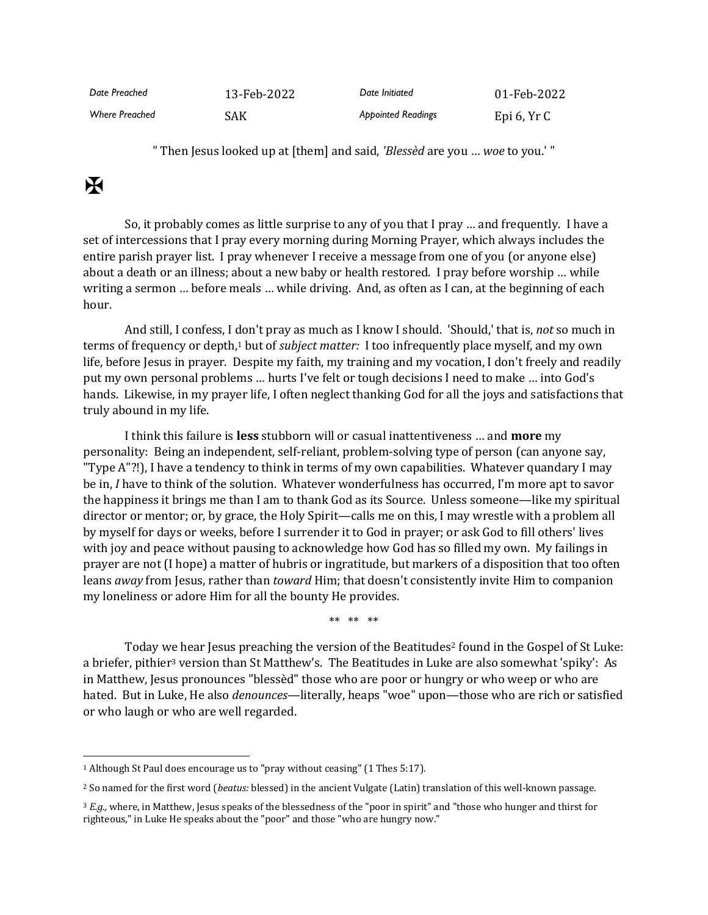| Date Preached | 13-Feb-2022 | Date Initiated | 01-Feb-2022 |
| --- | --- | --- | --- |
| Where Preached | SAK | Appointed Readings | Epi 6, Yr C |

" Then Jesus looked up at [them] and said, *'Blessèd* are you … *woe* to you.' "

✠

So, it probably comes as little surprise to any of you that I pray … and frequently. I have a set of intercessions that I pray every morning during Morning Prayer, which always includes the entire parish prayer list. I pray whenever I receive a message from one of you (or anyone else) about a death or an illness; about a new baby or health restored. I pray before worship … while writing a sermon … before meals … while driving. And, as often as I can, at the beginning of each hour.

And still, I confess, I don't pray as much as I know I should. 'Should,' that is, *not* so much in terms of frequency or depth,[1] but of *subject matter:* I too infrequently place myself, and my own life, before Jesus in prayer. Despite my faith, my training and my vocation, I don't freely and readily put my own personal problems … hurts I've felt or tough decisions I need to make … into God's hands. Likewise, in my prayer life, I often neglect thanking God for all the joys and satisfactions that truly abound in my life.

I think this failure is **less** stubborn will or casual inattentiveness … and **more** my personality: Being an independent, self-reliant, problem-solving type of person (can anyone say, "Type A"?!), I have a tendency to think in terms of my own capabilities. Whatever quandary I may be in, *I* have to think of the solution. Whatever wonderfulness has occurred, I'm more apt to savor the happiness it brings me than I am to thank God as its Source. Unless someone—like my spiritual director or mentor; or, by grace, the Holy Spirit—calls me on this, I may wrestle with a problem all by myself for days or weeks, before I surrender it to God in prayer; or ask God to fill others' lives with joy and peace without pausing to acknowledge how God has so filled my own. My failings in prayer are not (I hope) a matter of hubris or ingratitude, but markers of a disposition that too often leans *away* from Jesus, rather than *toward* Him; that doesn't consistently invite Him to companion my loneliness or adore Him for all the bounty He provides.

** ** **

Today we hear Jesus preaching the version of the Beatitudes[2] found in the Gospel of St Luke: a briefer, pithier[3] version than St Matthew's. The Beatitudes in Luke are also somewhat 'spiky': As in Matthew, Jesus pronounces "blessèd" those who are poor or hungry or who weep or who are hated. But in Luke, He also *denounces*—literally, heaps "woe" upon—those who are rich or satisfied or who laugh or who are well regarded.

---

[1] Although St Paul does encourage us to "pray without ceasing" (1 Thes 5:17).

[2] So named for the first word (*beatus:* blessed) in the ancient Vulgate (Latin) translation of this well-known passage.

[3] *E.g.,* where, in Matthew, Jesus speaks of the blessedness of the "poor in spirit" and "those who hunger and thirst for righteous," in Luke He speaks about the "poor" and those "who are hungry now."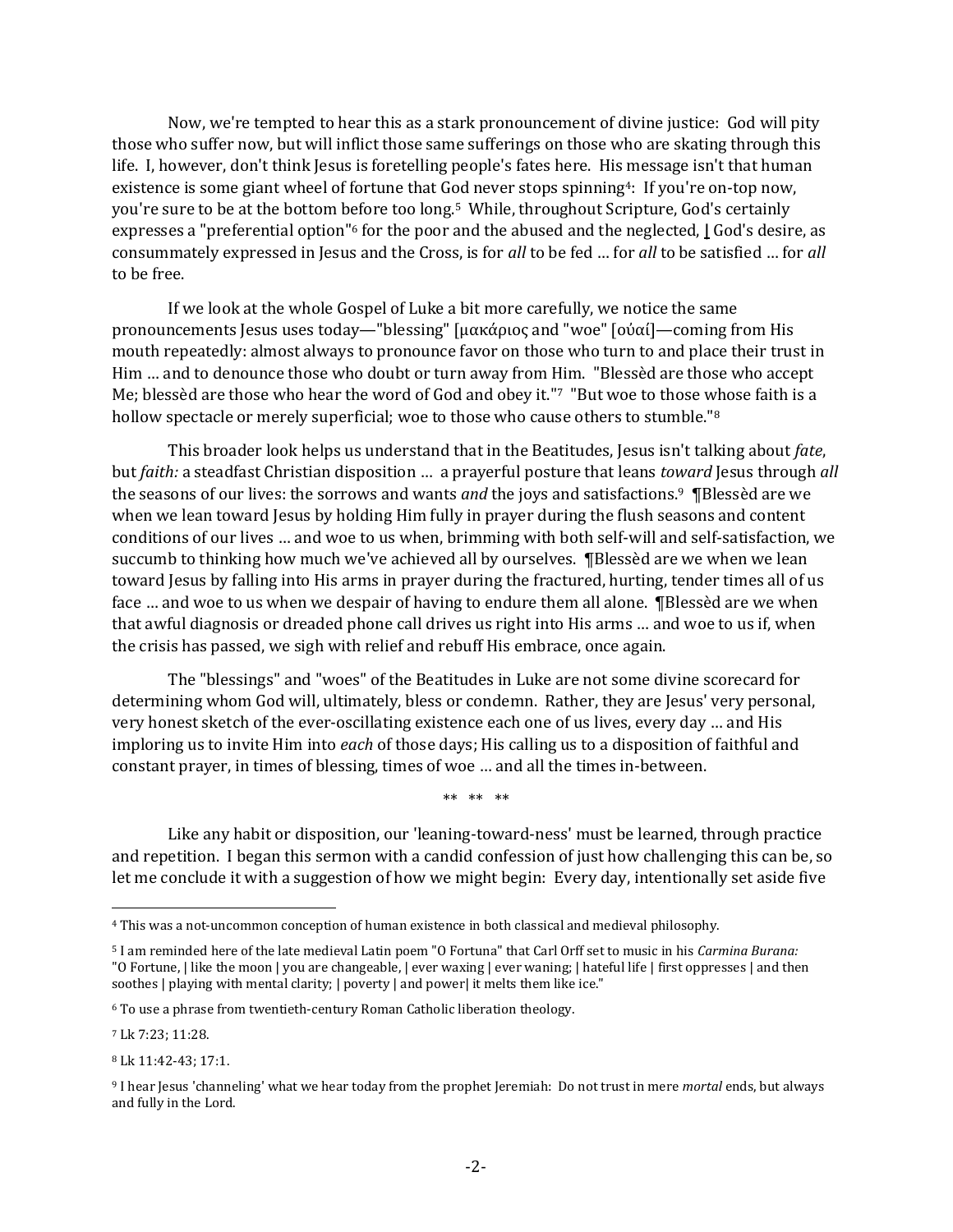Now, we're tempted to hear this as a stark pronouncement of divine justice: God will pity those who suffer now, but will inflict those same sufferings on those who are skating through this life. I, however, don't think Jesus is foretelling people's fates here. His message isn't that human existence is some giant wheel of fortune that God never stops spinning[4]: If you're on-top now, you're sure to be at the bottom before too long.[5] While, throughout Scripture, God's certainly expresses a "preferential option"[6] for the poor and the abused and the neglected, | God's desire, as consummately expressed in Jesus and the Cross, is for *all* to be fed … for *all* to be satisfied … for *all* to be free.

If we look at the whole Gospel of Luke a bit more carefully, we notice the same pronouncements Jesus uses today—"blessing" [μακάριος and "woe" [οὐαί]—coming from His mouth repeatedly: almost always to pronounce favor on those who turn to and place their trust in Him … and to denounce those who doubt or turn away from Him. "Blessèd are those who accept Me; blessèd are those who hear the word of God and obey it."[7] "But woe to those whose faith is a hollow spectacle or merely superficial; woe to those who cause others to stumble."[8]

This broader look helps us understand that in the Beatitudes, Jesus isn't talking about *fate*, but *faith:* a steadfast Christian disposition … a prayerful posture that leans *toward* Jesus through *all* the seasons of our lives: the sorrows and wants *and* the joys and satisfactions.[9] ¶Blessèd are we when we lean toward Jesus by holding Him fully in prayer during the flush seasons and content conditions of our lives … and woe to us when, brimming with both self-will and self-satisfaction, we succumb to thinking how much we've achieved all by ourselves. ¶Blessèd are we when we lean toward Jesus by falling into His arms in prayer during the fractured, hurting, tender times all of us face … and woe to us when we despair of having to endure them all alone. ¶Blessèd are we when that awful diagnosis or dreaded phone call drives us right into His arms … and woe to us if, when the crisis has passed, we sigh with relief and rebuff His embrace, once again.

The "blessings" and "woes" of the Beatitudes in Luke are not some divine scorecard for determining whom God will, ultimately, bless or condemn. Rather, they are Jesus' very personal, very honest sketch of the ever-oscillating existence each one of us lives, every day … and His imploring us to invite Him into *each* of those days; His calling us to a disposition of faithful and constant prayer, in times of blessing, times of woe … and all the times in-between.

** ** **

Like any habit or disposition, our 'leaning-toward-ness' must be learned, through practice and repetition. I began this sermon with a candid confession of just how challenging this can be, so let me conclude it with a suggestion of how we might begin: Every day, intentionally set aside five

---

[4] This was a not-uncommon conception of human existence in both classical and medieval philosophy.

[5] I am reminded here of the late medieval Latin poem "O Fortuna" that Carl Orff set to music in his *Carmina Burana:* "O Fortune, | like the moon | you are changeable, | ever waxing | ever waning; | hateful life | first oppresses | and then soothes | playing with mental clarity; | poverty | and power| it melts them like ice."

[6] To use a phrase from twentieth-century Roman Catholic liberation theology.

[7] Lk 7:23; 11:28.

[8] Lk 11:42-43; 17:1.

[9] I hear Jesus 'channeling' what we hear today from the prophet Jeremiah: Do not trust in mere *mortal* ends, but always and fully in the Lord.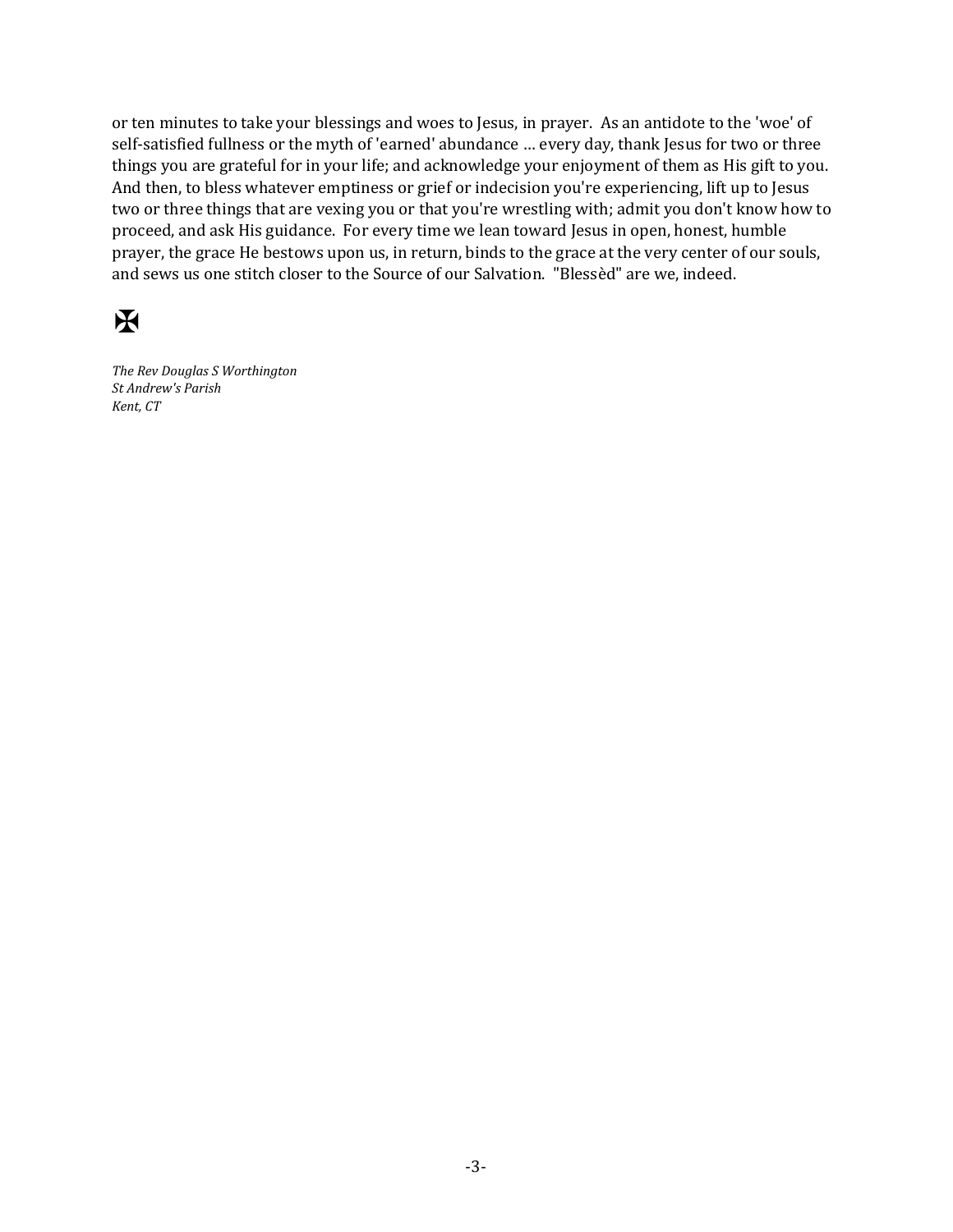or ten minutes to take your blessings and woes to Jesus, in prayer. As an antidote to the 'woe' of self-satisfied fullness or the myth of 'earned' abundance … every day, thank Jesus for two or three things you are grateful for in your life; and acknowledge your enjoyment of them as His gift to you. And then, to bless whatever emptiness or grief or indecision you're experiencing, lift up to Jesus two or three things that are vexing you or that you're wrestling with; admit you don't know how to proceed, and ask His guidance. For every time we lean toward Jesus in open, honest, humble prayer, the grace He bestows upon us, in return, binds to the grace at the very center of our souls, and sews us one stitch closer to the Source of our Salvation. "Blessèd" are we, indeed.

✠

*The Rev Douglas S Worthington*
*St Andrew's Parish*
*Kent, CT*